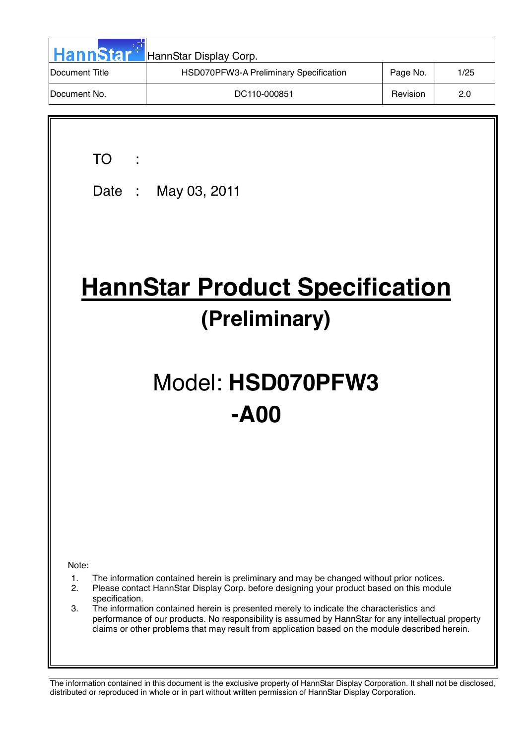| HannStar | HannStar Display Corp. | | |
|---|---|---|---|
| Document Title | HSD070PFW3-A Preliminary Specification | Page No. | 1/25 |
| Document No. | DC110-000851 | Revision | 2.0 |

TO :

Date : May 03, 2011

# HannStar Product Specification

## (Preliminary)

# Model: **HSD070PFW3 -A00**

Note:

1. The information contained herein is preliminary and may be changed without prior notices.
2. Please contact HannStar Display Corp. before designing your product based on this module specification.
3. The information contained herein is presented merely to indicate the characteristics and performance of our products. No responsibility is assumed by HannStar for any intellectual property claims or other problems that may result from application based on the module described herein.

The information contained in this document is the exclusive property of HannStar Display Corporation. It shall not be disclosed, distributed or reproduced in whole or in part without written permission of HannStar Display Corporation.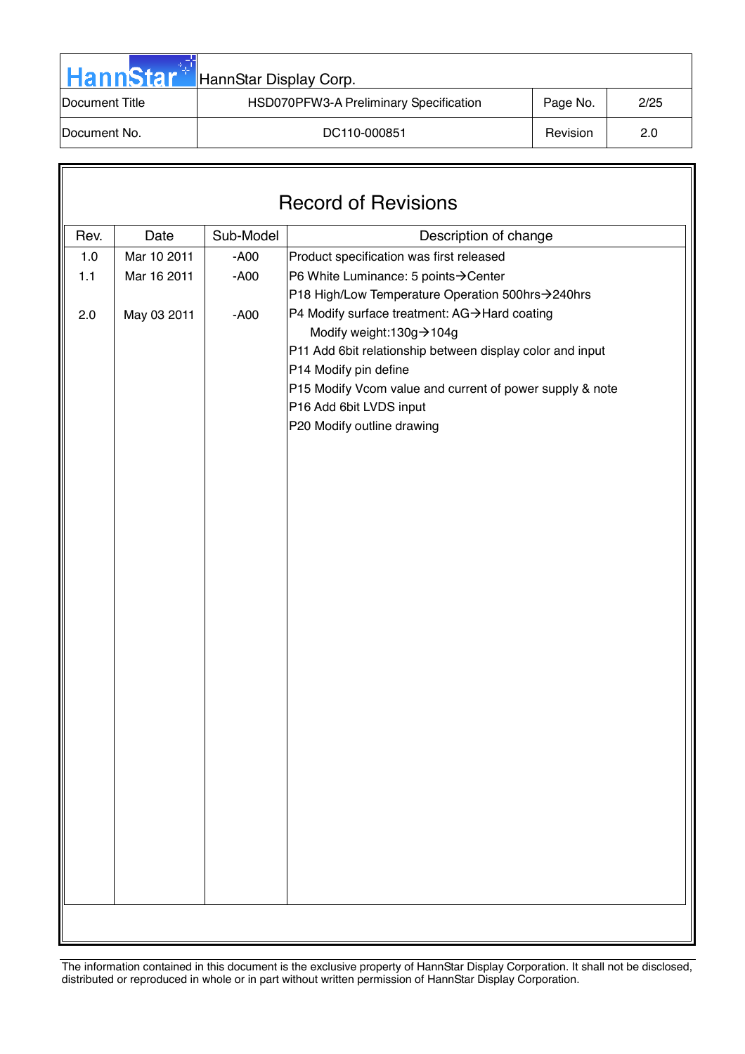# Record of Revisions

| Rev. | Date | Sub-Model | Description of change |
|---|---|---|---|
| 1.0 | Mar 10 2011 | -A00 | Product specification was first released |
| 1.1 | Mar 16 2011 | -A00 | P6 White Luminance: 5 points→Center<br>P18 High/Low Temperature Operation 500hrs→240hrs |
| 2.0 | May 03 2011 | -A00 | P4 Modify surface treatment: AG→Hard coating<br>Modify weight:130g→104g<br>P11 Add 6bit relationship between display color and input<br>P14 Modify pin define<br>P15 Modify Vcom value and current of power supply & note<br>P16 Add 6bit LVDS input<br>P20 Modify outline drawing |

The information contained in this document is the exclusive property of HannStar Display Corporation. It shall not be disclosed, distributed or reproduced in whole or in part without written permission of HannStar Display Corporation.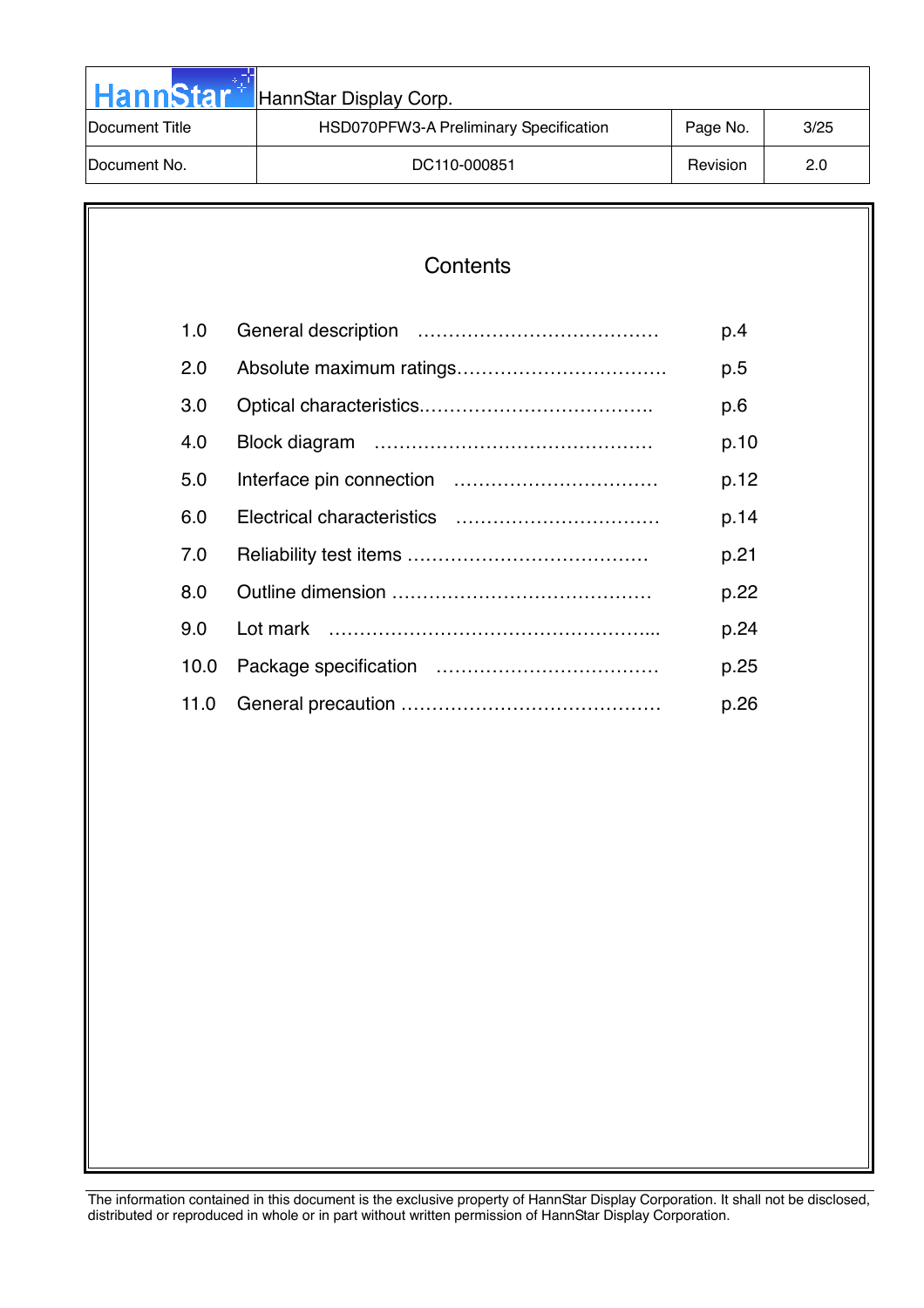# Contents

| | | |
|---|---|---|
| 1.0 | General description | p.4 |
| 2.0 | Absolute maximum ratings | p.5 |
| 3.0 | Optical characteristics | p.6 |
| 4.0 | Block diagram | p.10 |
| 5.0 | Interface pin connection | p.12 |
| 6.0 | Electrical characteristics | p.14 |
| 7.0 | Reliability test items | p.21 |
| 8.0 | Outline dimension | p.22 |
| 9.0 | Lot mark | p.24 |
| 10.0 | Package specification | p.25 |
| 11.0 | General precaution | p.26 |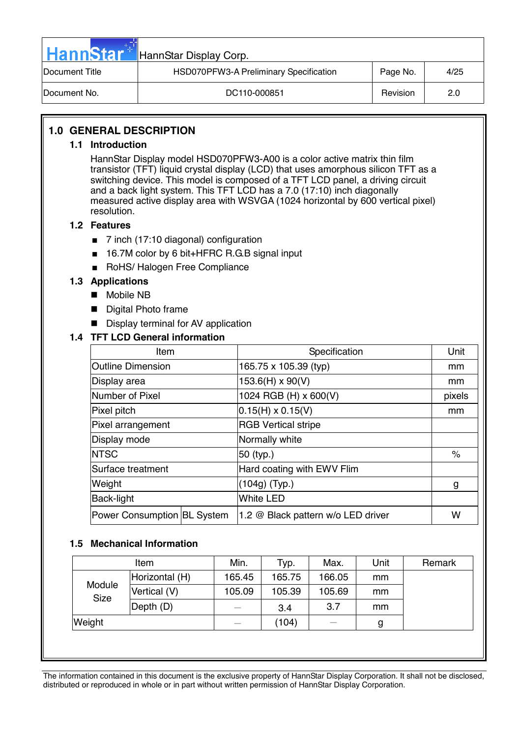## 1.0 GENERAL DESCRIPTION

### 1.1 Introduction

HannStar Display model HSD070PFW3-A00 is a color active matrix thin film transistor (TFT) liquid crystal display (LCD) that uses amorphous silicon TFT as a switching device. This model is composed of a TFT LCD panel, a driving circuit and a back light system. This TFT LCD has a 7.0 (17:10) inch diagonally measured active display area with WSVGA (1024 horizontal by 600 vertical pixel) resolution.

### 1.2 Features

- 7 inch (17:10 diagonal) configuration
- 16.7M color by 6 bit+HFRC R.G.B signal input
- RoHS/ Halogen Free Compliance

### 1.3 Applications

- Mobile NB
- Digital Photo frame
- Display terminal for AV application

### 1.4 TFT LCD General information

| Item | | Specification | Unit |
|---|---|---|---|
| Outline Dimension | | 165.75 x 105.39 (typ) | mm |
| Display area | | 153.6(H) x 90(V) | mm |
| Number of Pixel | | 1024 RGB (H) x 600(V) | pixels |
| Pixel pitch | | 0.15(H) x 0.15(V) | mm |
| Pixel arrangement | | RGB Vertical stripe | |
| Display mode | | Normally white | |
| NTSC | | 50 (typ.) | % |
| Surface treatment | | Hard coating with EWV Flim | |
| Weight | | (104g) (Typ.) | g |
| Back-light | | White LED | |
| Power Consumption | BL System | 1.2 @ Black pattern w/o LED driver | W |

### 1.5 Mechanical Information

| Item | | Min. | Typ. | Max. | Unit | Remark |
|---|---|---|---|---|---|---|
| Module Size | Horizontal (H) | 165.45 | 165.75 | 166.05 | mm | |
| | Vertical (V) | 105.09 | 105.39 | 105.69 | mm | |
| | Depth (D) | — | 3.4 | 3.7 | mm | |
| Weight | | — | (104) | — | g | |

The information contained in this document is the exclusive property of HannStar Display Corporation. It shall not be disclosed, distributed or reproduced in whole or in part without written permission of HannStar Display Corporation.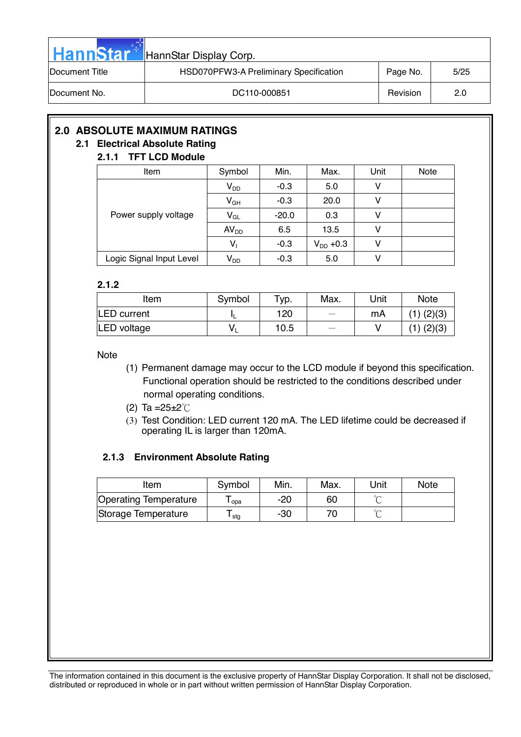## 2.0 ABSOLUTE MAXIMUM RATINGS

### 2.1 Electrical Absolute Rating

#### 2.1.1 TFT LCD Module

| Item | Symbol | Min. | Max. | Unit | Note |
|---|---|---|---|---|---|
| Power supply voltage | $V_{DD}$ | -0.3 | 5.0 | V | |
| | $V_{GH}$ | -0.3 | 20.0 | V | |
| | $V_{GL}$ | -20.0 | 0.3 | V | |
| | $AV_{DD}$ | 6.5 | 13.5 | V | |
| | $V_I$ | -0.3 | $V_{DD}$ +0.3 | V | |
| Logic Signal Input Level | $V_{DD}$ | -0.3 | 5.0 | V | |

#### 2.1.2

| Item | Symbol | Typ. | Max. | Unit | Note |
|---|---|---|---|---|---|
| LED current | $I_L$ | 120 | — | mA | (1) (2)(3) |
| LED voltage | $V_L$ | 10.5 | — | V | (1) (2)(3) |

Note

(1) Permanent damage may occur to the LCD module if beyond this specification. Functional operation should be restricted to the conditions described under normal operating conditions.

(2) Ta =25±2℃

(3) Test Condition: LED current 120 mA. The LED lifetime could be decreased if operating IL is larger than 120mA.

#### 2.1.3 Environment Absolute Rating

| Item | Symbol | Min. | Max. | Unit | Note |
|---|---|---|---|---|---|
| Operating Temperature | $T_{opa}$ | -20 | 60 | ℃ | |
| Storage Temperature | $T_{stg}$ | -30 | 70 | ℃ | |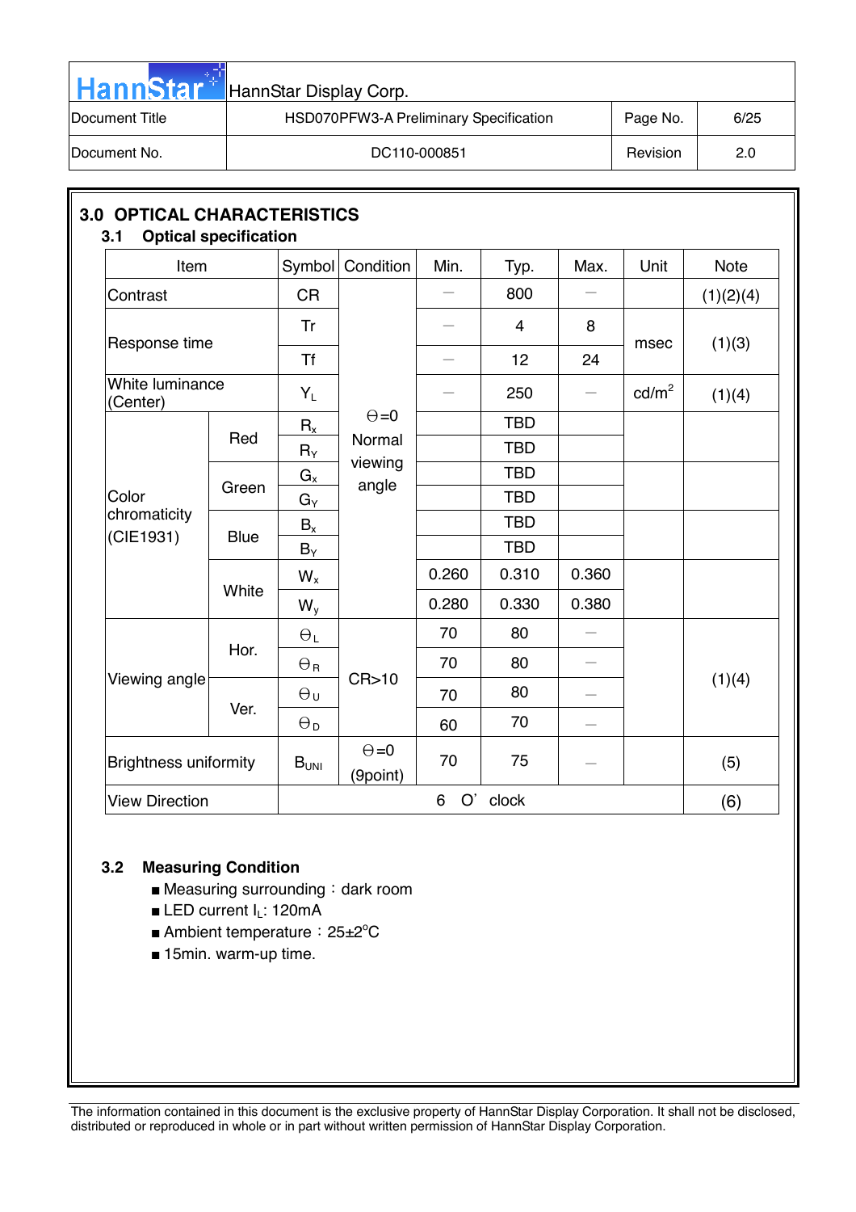## 3.0 OPTICAL CHARACTERISTICS

### 3.1 Optical specification

| Item | | Symbol | Condition | Min. | Typ. | Max. | Unit | Note |
|---|---|---|---|---|---|---|---|---|
| Contrast | | CR | | — | 800 | — | | (1)(2)(4) |
| Response time | | Tr | | — | 4 | 8 | msec | (1)(3) |
| | | Tf | | — | 12 | 24 | | |
| White luminance (Center) | | $Y_L$ | | — | 250 | — | cd/m$^2$ | (1)(4) |
| Color chromaticity (CIE1931) | Red | $R_x$ | Θ=0 Normal viewing angle | | TBD | | | |
| | | $R_Y$ | | | TBD | | | |
| | Green | $G_x$ | | | TBD | | | |
| | | $G_Y$ | | | TBD | | | |
| | Blue | $B_x$ | | | TBD | | | |
| | | $B_Y$ | | | TBD | | | |
| | White | $W_x$ | | 0.260 | 0.310 | 0.360 | | |
| | | $W_y$ | | 0.280 | 0.330 | 0.380 | | |
| Viewing angle | Hor. | $\Theta_L$ | CR>10 | 70 | 80 | — | | (1)(4) |
| | | $\Theta_R$ | | 70 | 80 | — | | |
| | Ver. | $\Theta_U$ | | 70 | 80 | — | | |
| | | $\Theta_D$ | | 60 | 70 | — | | |
| Brightness uniformity | | $B_{UNI}$ | Θ=0 (9point) | 70 | 75 | — | | (5) |
| View Direction | | 6 O' clock | | | | | | (6) |

### 3.2 Measuring Condition

- ■ Measuring surrounding：dark room
- ■ LED current $I_L$: 120mA
- ■ Ambient temperature：25±2°C
- ■ 15min. warm-up time.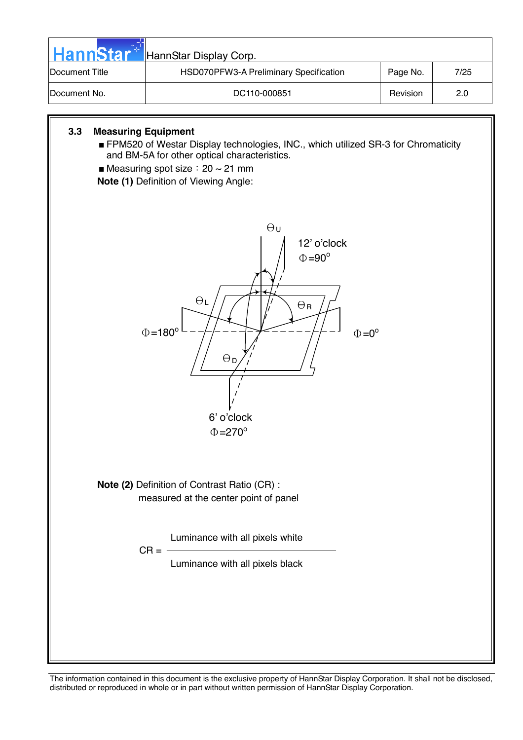### 3.3 Measuring Equipment

- FPM520 of Westar Display technologies, INC., which utilized SR-3 for Chromaticity and BM-5A for other optical characteristics.
- Measuring spot size：20 ~ 21 mm

**Note (1)** Definition of Viewing Angle:

$\Theta_U$

12' o'clock
$\Phi=90^o$

$\Theta_L$ $\Theta_R$

$\Phi=180^o$ $\Phi=0^o$

$\Theta_D$

6' o'clock
$\Phi=270^o$

**Note (2)** Definition of Contrast Ratio (CR) :
measured at the center point of panel

$$CR = \frac{\text{Luminance with all pixels white}}{\text{Luminance with all pixels black}}$$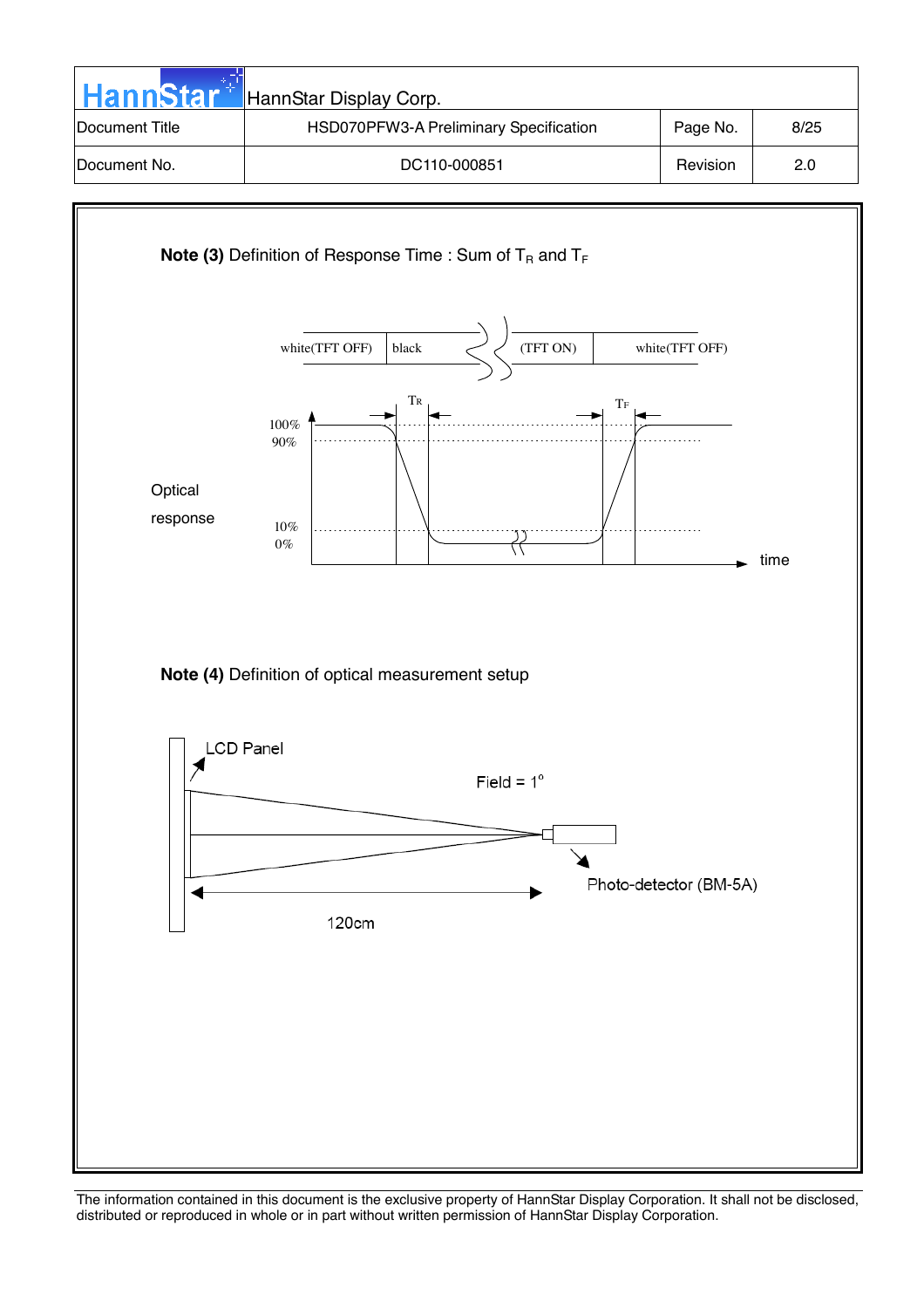**Note (3)** Definition of Response Time : Sum of $T_R$ and $T_F$

white(TFT OFF) | black | (TFT ON) | white(TFT OFF)

Optical response

100%
90%
10%
0%

$T_R$ $T_F$

time

**Note (4)** Definition of optical measurement setup

LCD Panel

Field = 1°

Photo-detector (BM-5A)

120cm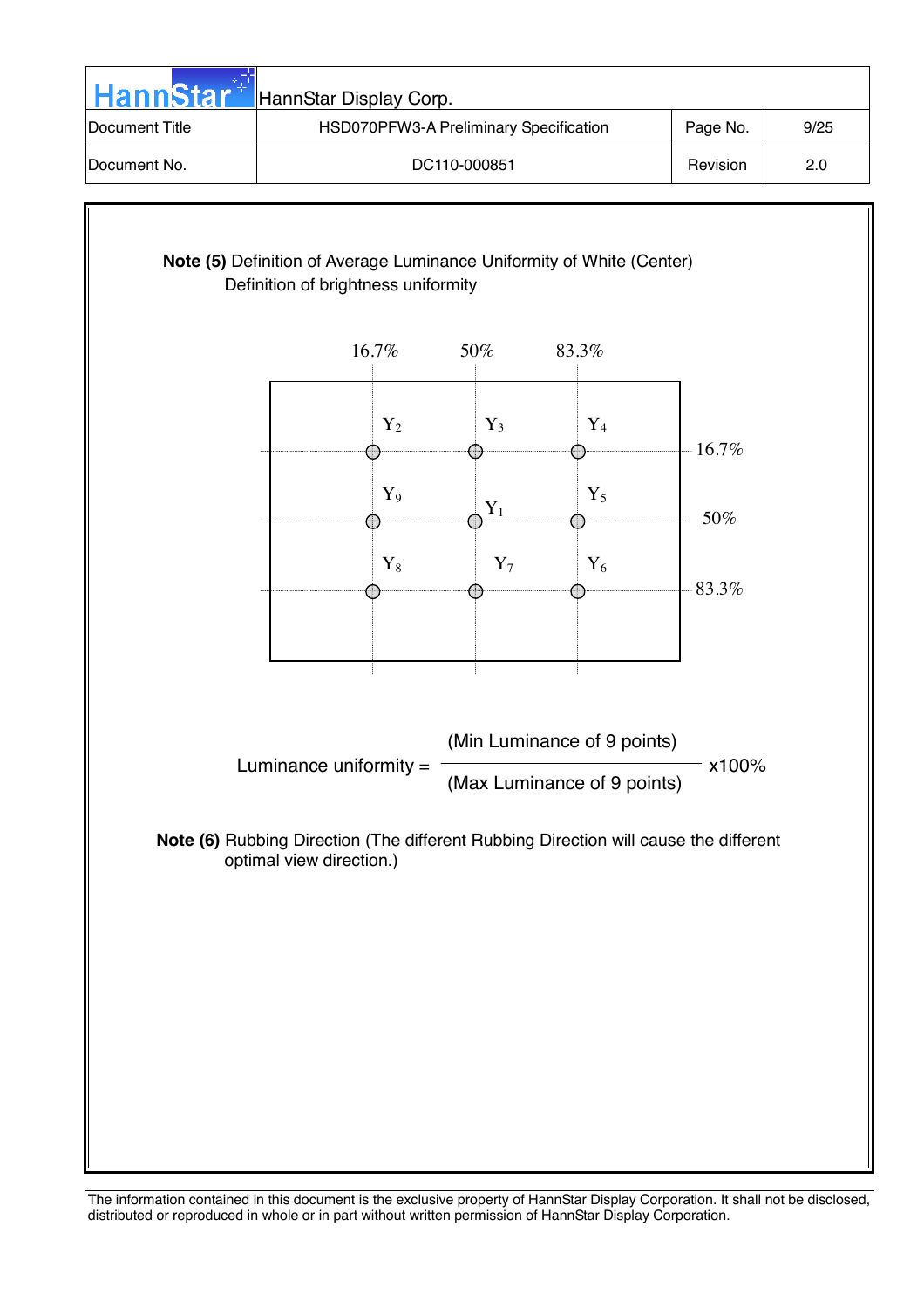**Note (5)** Definition of Average Luminance Uniformity of White (Center)

Definition of brightness uniformity

16.7% 50% 83.3%

$Y_2$ $Y_3$ $Y_4$ — 16.7%

$Y_9$ $Y_1$ $Y_5$ — 50%

$Y_8$ $Y_7$ $Y_6$ — 83.3%

$$\text{Luminance uniformity} = \frac{\text{(Min Luminance of 9 points)}}{\text{(Max Luminance of 9 points)}} \times 100\%$$

**Note (6)** Rubbing Direction (The different Rubbing Direction will cause the different optimal view direction.)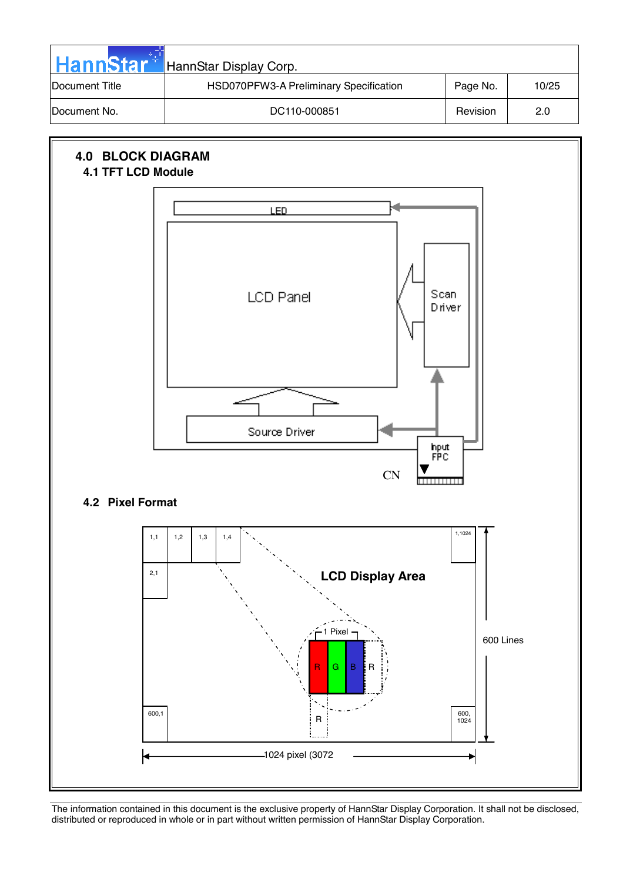## 4.0 BLOCK DIAGRAM

### 4.1 TFT LCD Module

LED

LCD Panel

Scan Driver

Source Driver

Input FPC

CN

### 4.2 Pixel Format

1,1 1,2 1,3 1,4 1,1024

2,1

LCD Display Area

1 Pixel

R G B R

R

600,1 600, 1024

600 Lines

1024 pixel (3072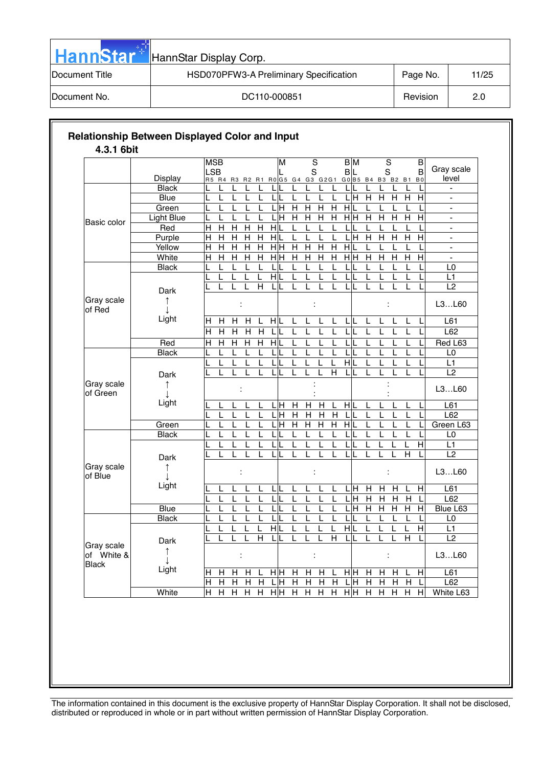## Relationship Between Displayed Color and Input

### 4.3.1 6bit

|  | Display | R5 (MSB) | R4 | R3 | R2 | R1 | R0 (LSB) | G5 (MSB) | G4 | G3 | G2 | G1 | G0 (LSB) | B5 (MSB) | B4 | B3 | B2 | B1 | B0 (LSB) | Gray scale level |
|---|---|---|---|---|---|---|---|---|---|---|---|---|---|---|---|---|---|---|---|---|
| Basic color | Black | L | L | L | L | L | L | L | L | L | L | L | L | L | L | L | L | L | L | - |
|  | Blue | L | L | L | L | L | L | L | L | L | L | L | L | H | H | H | H | H | H | - |
|  | Green | L | L | L | L | L | L | H | H | H | H | H | H | L | L | L | L | L | L | - |
|  | Light Blue | L | L | L | L | L | L | H | H | H | H | H | H | H | H | H | H | H | H | - |
|  | Red | H | H | H | H | H | H | L | L | L | L | L | L | L | L | L | L | L | L | - |
|  | Purple | H | H | H | H | H | H | L | L | L | L | L | L | H | H | H | H | H | H | - |
|  | Yellow | H | H | H | H | H | H | H | H | H | H | H | H | L | L | L | L | L | L | - |
|  | White | H | H | H | H | H | H | H | H | H | H | H | H | H | H | H | H | H | H | - |
| Gray scale of Red | Black | L | L | L | L | L | L | L | L | L | L | L | L | L | L | L | L | L | L | L0 |
|  | Dark | L | L | L | L | L | H | L | L | L | L | L | L | L | L | L | L | L | L | L1 |
|  | ↑ | L | L | L | L | H | L | L | L | L | L | L | L | L | L | L | L | L | L | L2 |
|  | ↓ | : |  |  |  |  |  | : |  |  |  |  |  | : |  |  |  |  |  | L3…L60 |
|  | Light | H | H | H | H | L | H | L | L | L | L | L | L | L | L | L | L | L | L | L61 |
|  |  | H | H | H | H | H | L | L | L | L | L | L | L | L | L | L | L | L | L | L62 |
|  | Red | H | H | H | H | H | H | L | L | L | L | L | L | L | L | L | L | L | L | Red L63 |
| Gray scale of Green | Black | L | L | L | L | L | L | L | L | L | L | L | L | L | L | L | L | L | L | L0 |
|  | Dark | L | L | L | L | L | L | L | L | L | L | L | H | L | L | L | L | L | L | L1 |
|  | ↑ | L | L | L | L | L | L | L | L | L | L | H | L | L | L | L | L | L | L | L2 |
|  | ↓ | : |  |  |  |  |  | : |  |  |  |  |  | : |  |  |  |  |  | L3…L60 |
|  | Light | L | L | L | L | L | L | H | H | H | H | L | H | L | L | L | L | L | L | L61 |
|  |  | L | L | L | L | L | L | H | H | H | H | H | L | L | L | L | L | L | L | L62 |
|  | Green | L | L | L | L | L | L | H | H | H | H | H | H | L | L | L | L | L | L | Green L63 |
| Gray scale of Blue | Black | L | L | L | L | L | L | L | L | L | L | L | L | L | L | L | L | L | L | L0 |
|  | Dark | L | L | L | L | L | L | L | L | L | L | L | L | L | L | L | L | L | H | L1 |
|  | ↑ | L | L | L | L | L | L | L | L | L | L | L | L | L | L | L | L | H | L | L2 |
|  | ↓ | : |  |  |  |  |  | : |  |  |  |  |  | : |  |  |  |  |  | L3…L60 |
|  | Light | L | L | L | L | L | L | L | L | L | L | L | L | H | H | H | H | L | H | L61 |
|  |  | L | L | L | L | L | L | L | L | L | L | L | L | H | H | H | H | H | L | L62 |
|  | Blue | L | L | L | L | L | L | L | L | L | L | L | L | H | H | H | H | H | H | Blue L63 |
| Gray scale of White & Black | Black | L | L | L | L | L | L | L | L | L | L | L | L | L | L | L | L | L | L | L0 |
|  | Dark | L | L | L | L | L | H | L | L | L | L | L | H | L | L | L | L | L | H | L1 |
|  | ↑ | L | L | L | L | H | L | L | L | L | L | H | L | L | L | L | L | H | L | L2 |
|  | ↓ | : |  |  |  |  |  | : |  |  |  |  |  | : |  |  |  |  |  | L3…L60 |
|  | Light | H | H | H | H | L | H | H | H | H | H | L | H | H | H | H | H | L | H | L61 |
|  |  | H | H | H | H | H | L | H | H | H | H | H | L | H | H | H | H | H | L | L62 |
|  | White | H | H | H | H | H | H | H | H | H | H | H | H | H | H | H | H | H | H | White L63 |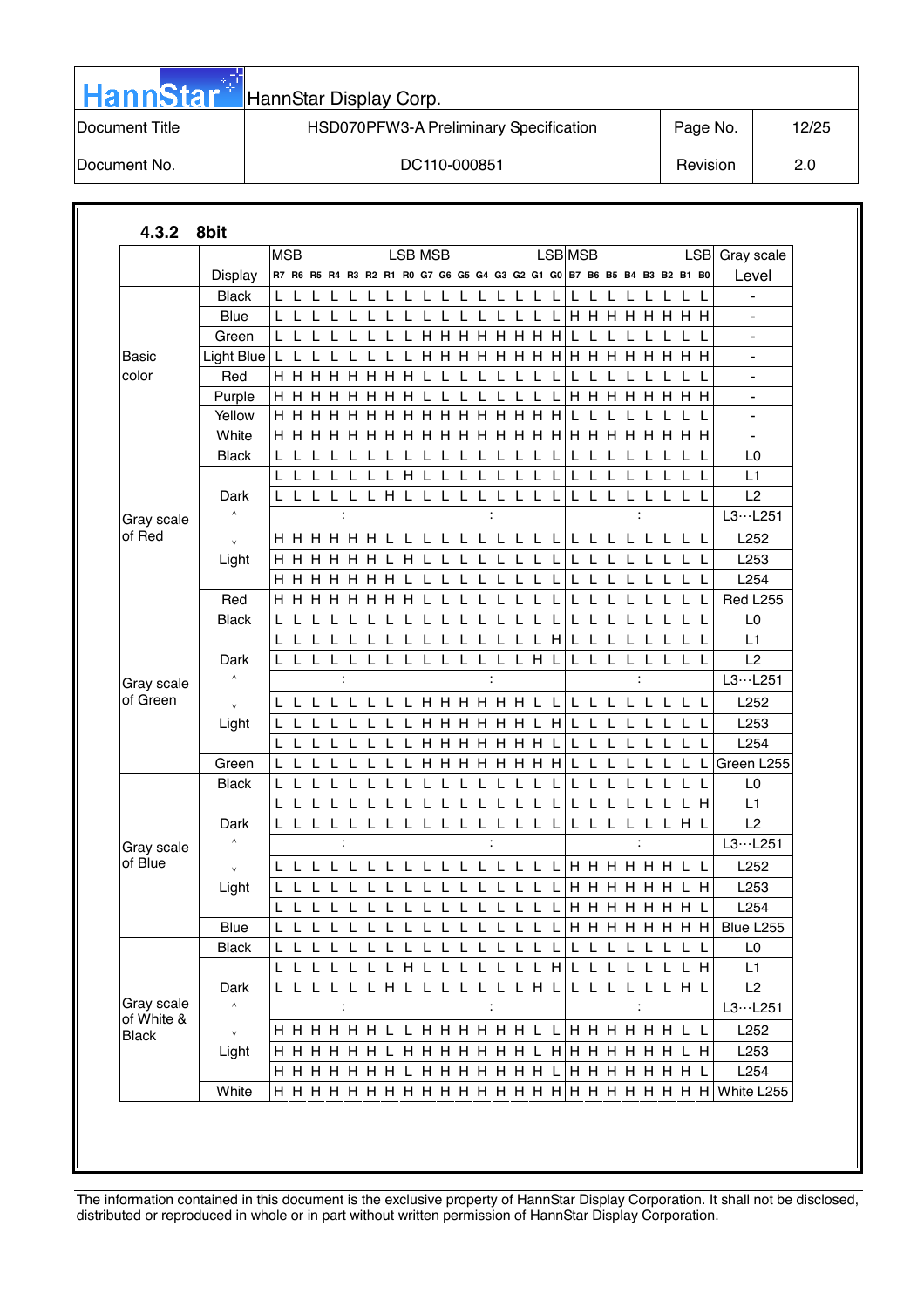### 4.3.2 8bit

| | Display | R7 | R6 | R5 | R4 | R3 | R2 | R1 | R0 | G7 | G6 | G5 | G4 | G3 | G2 | G1 | G0 | B7 | B6 | B5 | B4 | B3 | B2 | B1 | B0 | Gray scale Level |
|---|---|---|---|---|---|---|---|---|---|---|---|---|---|---|---|---|---|---|---|---|---|---|---|---|---|---|
| | | MSB | | | | | | | LSB | MSB | | | | | | | LSB | MSB | | | | | | | LSB | |
| Basic color | Black | L | L | L | L | L | L | L | L | L | L | L | L | L | L | L | L | L | L | L | L | L | L | L | L | - |
| | Blue | L | L | L | L | L | L | L | L | L | L | L | L | L | L | L | L | H | H | H | H | H | H | H | H | - |
| | Green | L | L | L | L | L | L | L | L | H | H | H | H | H | H | H | H | L | L | L | L | L | L | L | L | - |
| | Light Blue | L | L | L | L | L | L | L | L | H | H | H | H | H | H | H | H | H | H | H | H | H | H | H | H | - |
| | Red | H | H | H | H | H | H | H | H | L | L | L | L | L | L | L | L | L | L | L | L | L | L | L | L | - |
| | Purple | H | H | H | H | H | H | H | H | L | L | L | L | L | L | L | L | H | H | H | H | H | H | H | H | - |
| | Yellow | H | H | H | H | H | H | H | H | H | H | H | H | H | H | H | H | L | L | L | L | L | L | L | L | - |
| | White | H | H | H | H | H | H | H | H | H | H | H | H | H | H | H | H | H | H | H | H | H | H | H | H | - |
| Gray scale of Red | Black | L | L | L | L | L | L | L | L | L | L | L | L | L | L | L | L | L | L | L | L | L | L | L | L | L0 |
| | Dark | L | L | L | L | L | L | L | H | L | L | L | L | L | L | L | L | L | L | L | L | L | L | L | L | L1 |
| | | L | L | L | L | L | L | H | L | L | L | L | L | L | L | L | L | L | L | L | L | L | L | L | L | L2 |
| | ↑ | | | | : | | | | | | | | : | | | | | | | | : | | | | | L3…L251 |
| | ↓ | H | H | H | H | H | H | L | L | L | L | L | L | L | L | L | L | L | L | L | L | L | L | L | L | L252 |
| | Light | H | H | H | H | H | H | L | H | L | L | L | L | L | L | L | L | L | L | L | L | L | L | L | L | L253 |
| | | H | H | H | H | H | H | H | L | L | L | L | L | L | L | L | L | L | L | L | L | L | L | L | L | L254 |
| | Red | H | H | H | H | H | H | H | H | L | L | L | L | L | L | L | L | L | L | L | L | L | L | L | L | Red L255 |
| Gray scale of Green | Black | L | L | L | L | L | L | L | L | L | L | L | L | L | L | L | L | L | L | L | L | L | L | L | L | L0 |
| | Dark | L | L | L | L | L | L | L | L | L | L | L | L | L | L | L | H | L | L | L | L | L | L | L | L | L1 |
| | | L | L | L | L | L | L | L | L | L | L | L | L | L | L | H | L | L | L | L | L | L | L | L | L | L2 |
| | ↑ | | | | : | | | | | | | | : | | | | | | | | : | | | | | L3…L251 |
| | ↓ | L | L | L | L | L | L | L | L | H | H | H | H | H | H | L | L | L | L | L | L | L | L | L | L | L252 |
| | Light | L | L | L | L | L | L | L | L | H | H | H | H | H | H | L | H | L | L | L | L | L | L | L | L | L253 |
| | | L | L | L | L | L | L | L | L | H | H | H | H | H | H | H | L | L | L | L | L | L | L | L | L | L254 |
| | Green | L | L | L | L | L | L | L | L | H | H | H | H | H | H | H | H | L | L | L | L | L | L | L | L | Green L255 |
| Gray scale of Blue | Black | L | L | L | L | L | L | L | L | L | L | L | L | L | L | L | L | L | L | L | L | L | L | L | L | L0 |
| | Dark | L | L | L | L | L | L | L | L | L | L | L | L | L | L | L | L | L | L | L | L | L | L | L | H | L1 |
| | | L | L | L | L | L | L | L | L | L | L | L | L | L | L | L | L | L | L | L | L | L | L | H | L | L2 |
| | ↑ | | | | : | | | | | | | | : | | | | | | | | : | | | | | L3…L251 |
| | ↓ | L | L | L | L | L | L | L | L | L | L | L | L | L | L | L | L | H | H | H | H | H | H | L | L | L252 |
| | Light | L | L | L | L | L | L | L | L | L | L | L | L | L | L | L | L | H | H | H | H | H | H | L | H | L253 |
| | | L | L | L | L | L | L | L | L | L | L | L | L | L | L | L | L | H | H | H | H | H | H | H | L | L254 |
| | Blue | L | L | L | L | L | L | L | L | L | L | L | L | L | L | L | L | H | H | H | H | H | H | H | H | Blue L255 |
| Gray scale of White & Black | Black | L | L | L | L | L | L | L | L | L | L | L | L | L | L | L | L | L | L | L | L | L | L | L | L | L0 |
| | Dark | L | L | L | L | L | L | L | H | L | L | L | L | L | L | L | H | L | L | L | L | L | L | L | H | L1 |
| | | L | L | L | L | L | L | H | L | L | L | L | L | L | L | H | L | L | L | L | L | L | L | H | L | L2 |
| | ↑ | | | | : | | | | | | | | : | | | | | | | | : | | | | | L3…L251 |
| | ↓ | H | H | H | H | H | H | L | L | H | H | H | H | H | H | L | L | H | H | H | H | H | H | L | L | L252 |
| | Light | H | H | H | H | H | H | L | H | H | H | H | H | H | H | L | H | H | H | H | H | H | H | L | H | L253 |
| | | H | H | H | H | H | H | H | L | H | H | H | H | H | H | H | L | H | H | H | H | H | H | H | L | L254 |
| | White | H | H | H | H | H | H | H | H | H | H | H | H | H | H | H | H | H | H | H | H | H | H | H | H | White L255 |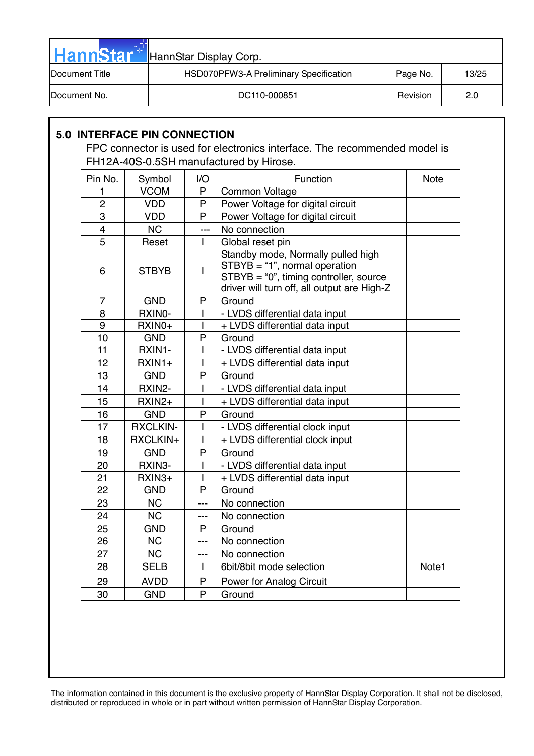## 5.0 INTERFACE PIN CONNECTION

FPC connector is used for electronics interface. The recommended model is FH12A-40S-0.5SH manufactured by Hirose.

| Pin No. | Symbol | I/O | Function | Note |
|---|---|---|---|---|
| 1 | VCOM | P | Common Voltage | |
| 2 | VDD | P | Power Voltage for digital circuit | |
| 3 | VDD | P | Power Voltage for digital circuit | |
| 4 | NC | --- | No connection | |
| 5 | Reset | I | Global reset pin | |
| 6 | STBYB | I | Standby mode, Normally pulled high<br>STBYB = "1", normal operation<br>STBYB = "0", timing controller, source driver will turn off, all output are High-Z | |
| 7 | GND | P | Ground | |
| 8 | RXIN0- | I | - LVDS differential data input | |
| 9 | RXIN0+ | I | + LVDS differential data input | |
| 10 | GND | P | Ground | |
| 11 | RXIN1- | I | - LVDS differential data input | |
| 12 | RXIN1+ | I | + LVDS differential data input | |
| 13 | GND | P | Ground | |
| 14 | RXIN2- | I | - LVDS differential data input | |
| 15 | RXIN2+ | I | + LVDS differential data input | |
| 16 | GND | P | Ground | |
| 17 | RXCLKIN- | I | - LVDS differential clock input | |
| 18 | RXCLKIN+ | I | + LVDS differential clock input | |
| 19 | GND | P | Ground | |
| 20 | RXIN3- | I | - LVDS differential data input | |
| 21 | RXIN3+ | I | + LVDS differential data input | |
| 22 | GND | P | Ground | |
| 23 | NC | --- | No connection | |
| 24 | NC | --- | No connection | |
| 25 | GND | P | Ground | |
| 26 | NC | --- | No connection | |
| 27 | NC | --- | No connection | |
| 28 | SELB | I | 6bit/8bit mode selection | Note1 |
| 29 | AVDD | P | Power for Analog Circuit | |
| 30 | GND | P | Ground | |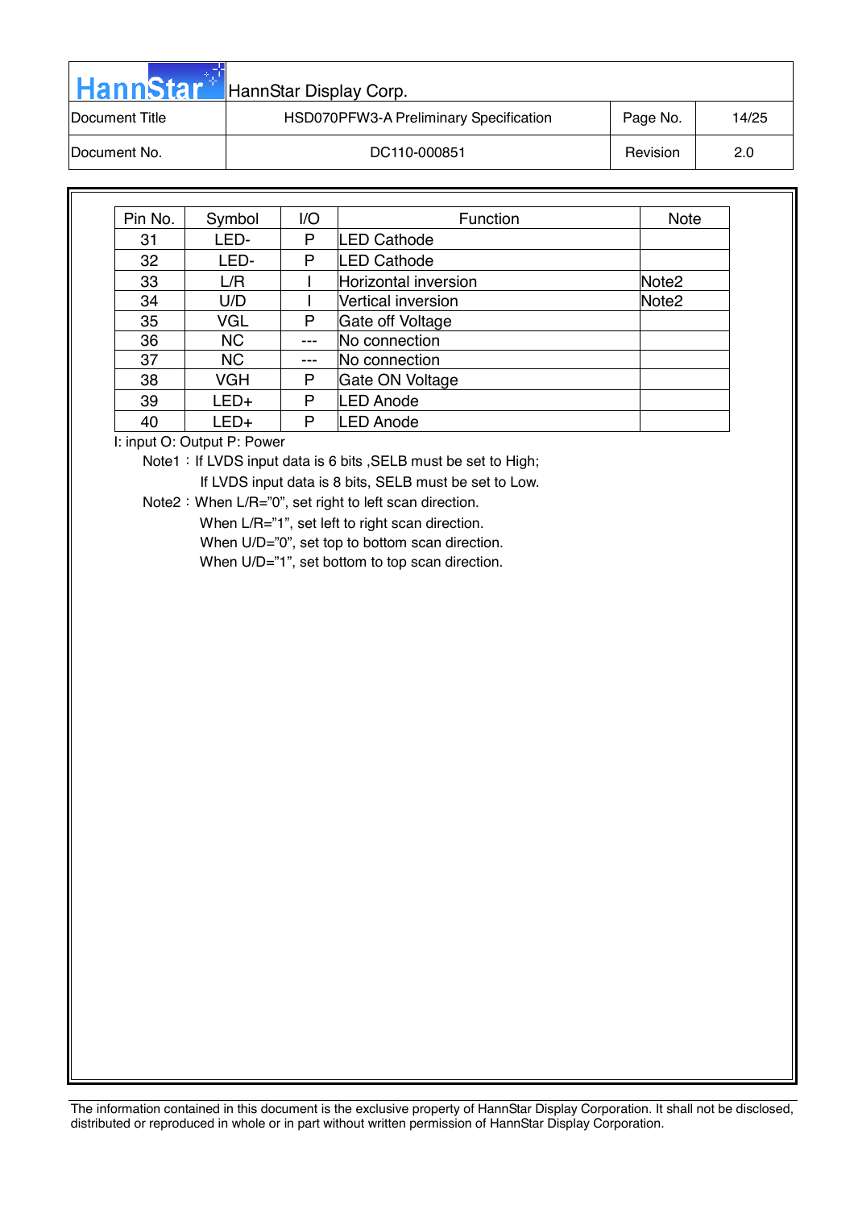| Pin No. | Symbol | I/O | Function | Note |
|---|---|---|---|---|
| 31 | LED- | P | LED Cathode | |
| 32 | LED- | P | LED Cathode | |
| 33 | L/R | I | Horizontal inversion | Note2 |
| 34 | U/D | I | Vertical inversion | Note2 |
| 35 | VGL | P | Gate off Voltage | |
| 36 | NC | --- | No connection | |
| 37 | NC | --- | No connection | |
| 38 | VGH | P | Gate ON Voltage | |
| 39 | LED+ | P | LED Anode | |
| 40 | LED+ | P | LED Anode | |

I: input O: Output P: Power

Note1：If LVDS input data is 6 bits ,SELB must be set to High;
If LVDS input data is 8 bits, SELB must be set to Low.

Note2：When L/R="0", set right to left scan direction.
When L/R="1", set left to right scan direction.
When U/D="0", set top to bottom scan direction.
When U/D="1", set bottom to top scan direction.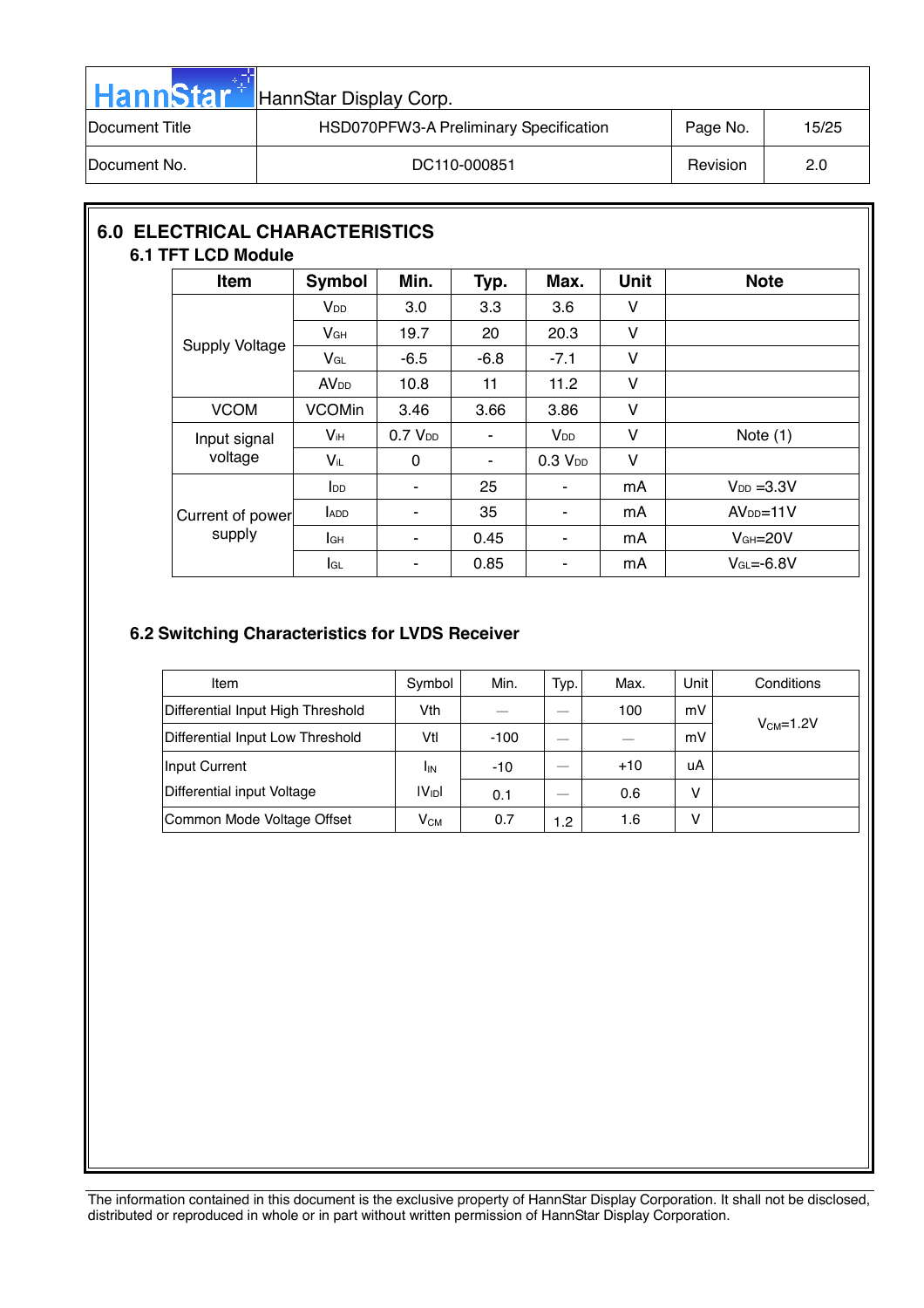## 6.0 ELECTRICAL CHARACTERISTICS

### 6.1 TFT LCD Module

| Item | Symbol | Min. | Typ. | Max. | Unit | Note |
|---|---|---|---|---|---|---|
| Supply Voltage | $V_{DD}$ | 3.0 | 3.3 | 3.6 | V | |
| | $V_{GH}$ | 19.7 | 20 | 20.3 | V | |
| | $V_{GL}$ | -6.5 | -6.8 | -7.1 | V | |
| | $AV_{DD}$ | 10.8 | 11 | 11.2 | V | |
| VCOM | VCOMin | 3.46 | 3.66 | 3.86 | V | |
| Input signal voltage | $V_{IH}$ | 0.7 $V_{DD}$ | - | $V_{DD}$ | V | Note (1) |
| | $V_{IL}$ | 0 | - | 0.3 $V_{DD}$ | V | |
| Current of power supply | $I_{DD}$ | - | 25 | - | mA | $V_{DD}$ =3.3V |
| | $I_{ADD}$ | - | 35 | - | mA | $AV_{DD}$=11V |
| | $I_{GH}$ | - | 0.45 | - | mA | $V_{GH}$=20V |
| | $I_{GL}$ | - | 0.85 | - | mA | $V_{GL}$=-6.8V |

### 6.2 Switching Characteristics for LVDS Receiver

| Item | Symbol | Min. | Typ. | Max. | Unit | Conditions |
|---|---|---|---|---|---|---|
| Differential Input High Threshold | Vth | — | — | 100 | mV | $V_{CM}$=1.2V |
| Differential Input Low Threshold | Vtl | -100 | — | — | mV | |
| Input Current | $I_{IN}$ | -10 | — | +10 | uA | |
| Differential input Voltage | $\lvert V_{ID} \rvert$ | 0.1 | — | 0.6 | V | |
| Common Mode Voltage Offset | $V_{CM}$ | 0.7 | 1.2 | 1.6 | V | |

The information contained in this document is the exclusive property of HannStar Display Corporation. It shall not be disclosed, distributed or reproduced in whole or in part without written permission of HannStar Display Corporation.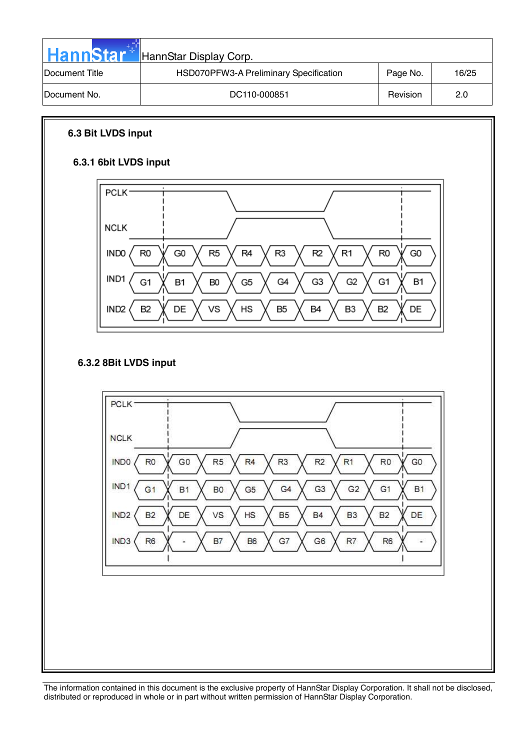### 6.3 Bit LVDS input

#### 6.3.1 6bit LVDS input

| Signal | | | | | | | | | |
|---|---|---|---|---|---|---|---|---|---|
| IND0 | R0 | G0 | R5 | R4 | R3 | R2 | R1 | R0 | G0 |
| IND1 | G1 | B1 | B0 | G5 | G4 | G3 | G2 | G1 | B1 |
| IND2 | B2 | DE | VS | HS | B5 | B4 | B3 | B2 | DE |

#### 6.3.2 8Bit LVDS input

| Signal | | | | | | | | | |
|---|---|---|---|---|---|---|---|---|---|
| IND0 | R0 | G0 | R5 | R4 | R3 | R2 | R1 | R0 | G0 |
| IND1 | G1 | B1 | B0 | G5 | G4 | G3 | G2 | G1 | B1 |
| IND2 | B2 | DE | VS | HS | B5 | B4 | B3 | B2 | DE |
| IND3 | R6 | - | B7 | B6 | G7 | G6 | R7 | R6 | - |

The information contained in this document is the exclusive property of HannStar Display Corporation. It shall not be disclosed, distributed or reproduced in whole or in part without written permission of HannStar Display Corporation.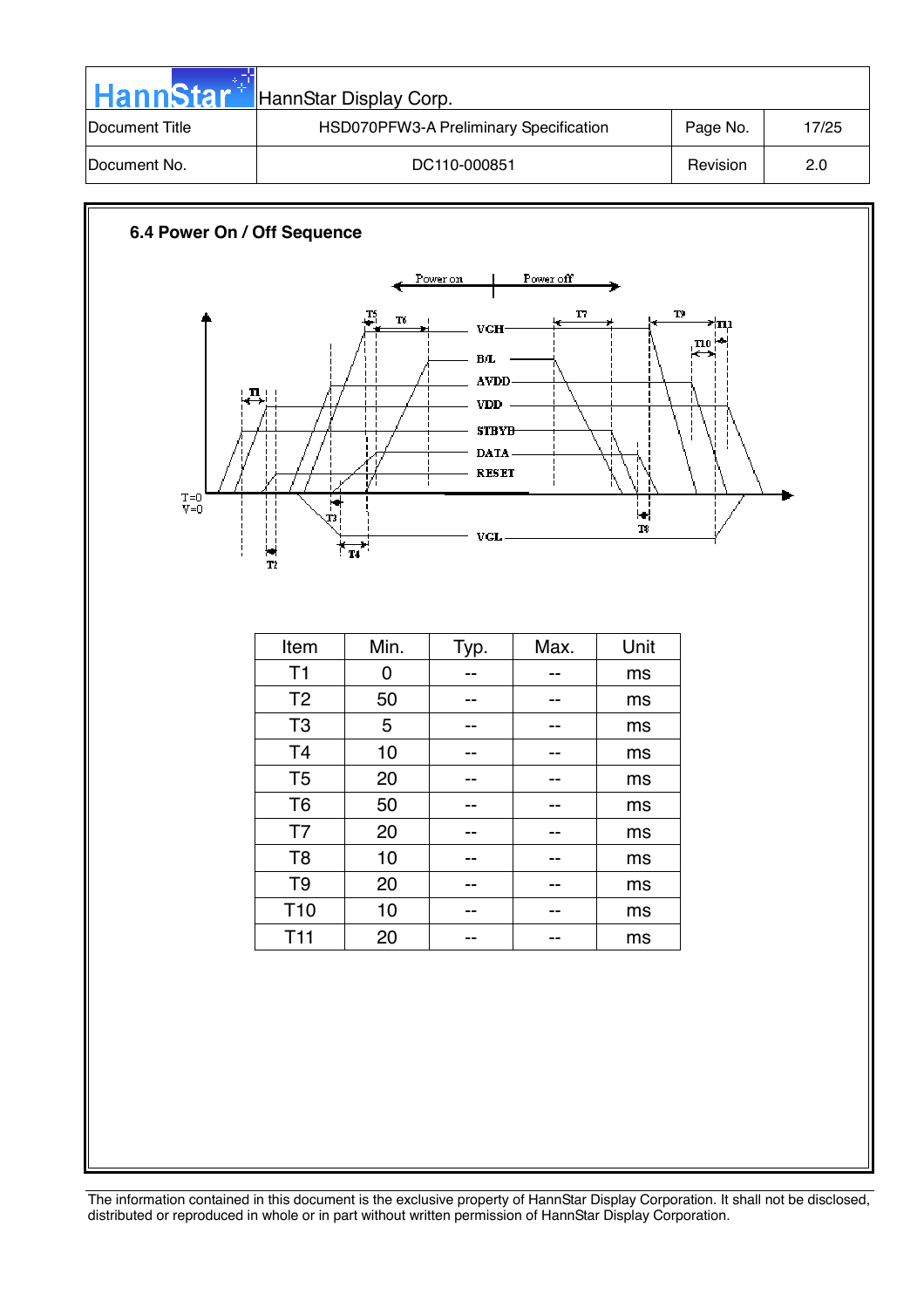### 6.4 Power On / Off Sequence

| Item | Min. | Typ. | Max. | Unit |
|---|---|---|---|---|
| T1 | 0 | -- | -- | ms |
| T2 | 50 | -- | -- | ms |
| T3 | 5 | -- | -- | ms |
| T4 | 10 | -- | -- | ms |
| T5 | 20 | -- | -- | ms |
| T6 | 50 | -- | -- | ms |
| T7 | 20 | -- | -- | ms |
| T8 | 10 | -- | -- | ms |
| T9 | 20 | -- | -- | ms |
| T10 | 10 | -- | -- | ms |
| T11 | 20 | -- | -- | ms |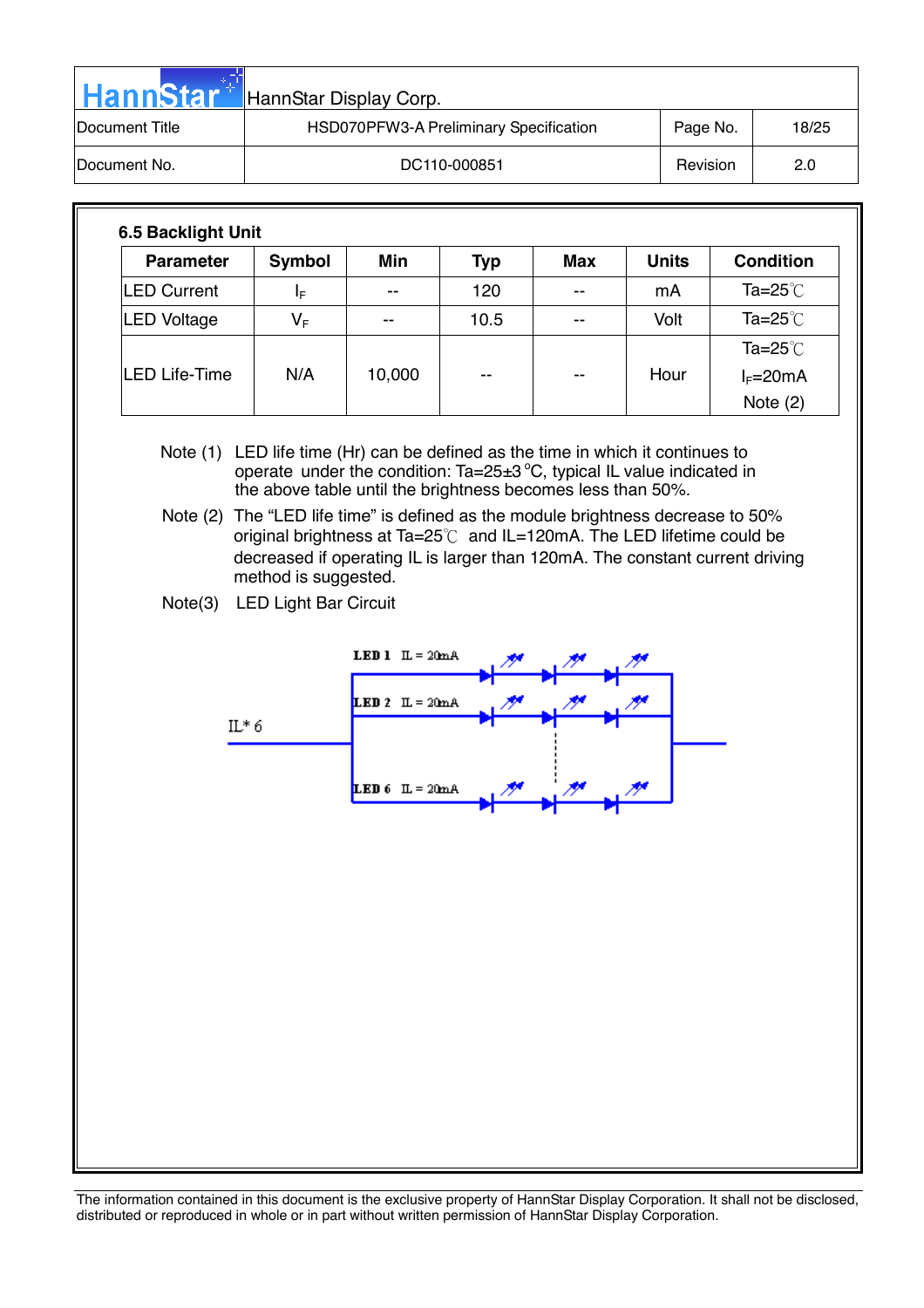### 6.5 Backlight Unit

| Parameter | Symbol | Min | Typ | Max | Units | Condition |
|---|---|---|---|---|---|---|
| LED Current | $I_F$ | -- | 120 | -- | mA | Ta=25℃ |
| LED Voltage | $V_F$ | -- | 10.5 | -- | Volt | Ta=25℃ |
| LED Life-Time | N/A | 10,000 | -- | -- | Hour | Ta=25℃ $I_F$=20mA Note (2) |

Note (1) LED life time (Hr) can be defined as the time in which it continues to operate under the condition: Ta=25±3 °C, typical IL value indicated in the above table until the brightness becomes less than 50%.

Note (2) The "LED life time" is defined as the module brightness decrease to 50% original brightness at Ta=25℃ and IL=120mA. The LED lifetime could be decreased if operating IL is larger than 120mA. The constant current driving method is suggested.

Note(3) LED Light Bar Circuit

LED 1 IL = 20mA

LED 2 IL = 20mA

IL* 6

LED 6 IL = 20mA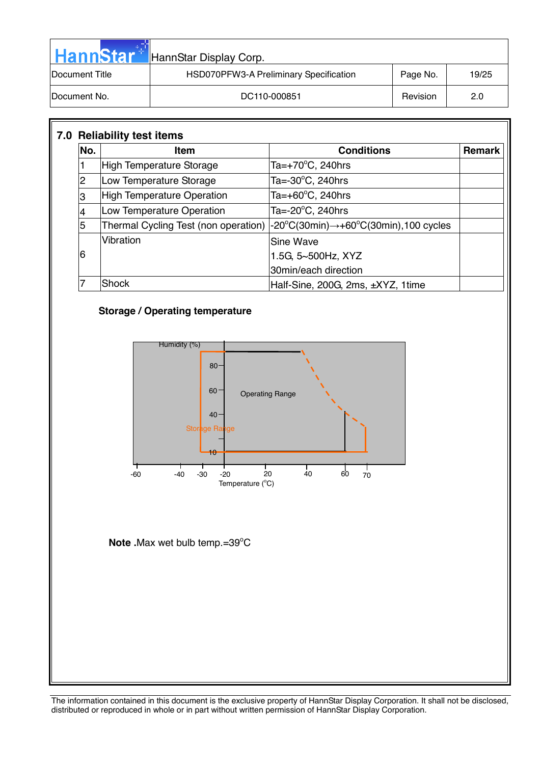## 7.0 Reliability test items

| No. | Item | Conditions | Remark |
|---|---|---|---|
| 1 | High Temperature Storage | Ta=+70°C, 240hrs | |
| 2 | Low Temperature Storage | Ta=-30°C, 240hrs | |
| 3 | High Temperature Operation | Ta=+60°C, 240hrs | |
| 4 | Low Temperature Operation | Ta=-20°C, 240hrs | |
| 5 | Thermal Cycling Test (non operation) | -20°C(30min)→+60°C(30min),100 cycles | |
| 6 | Vibration | Sine Wave<br>1.5G, 5~500Hz, XYZ<br>30min/each direction | |
| 7 | Shock | Half-Sine, 200G, 2ms, ±XYZ, 1time | |

**Storage / Operating temperature**

Humidity (%)

80

60

40

10

Operating Range

Storage Range

-60 -40 -30 -20 20 40 60 70

Temperature (°C)

**Note** .Max wet bulb temp.=39°C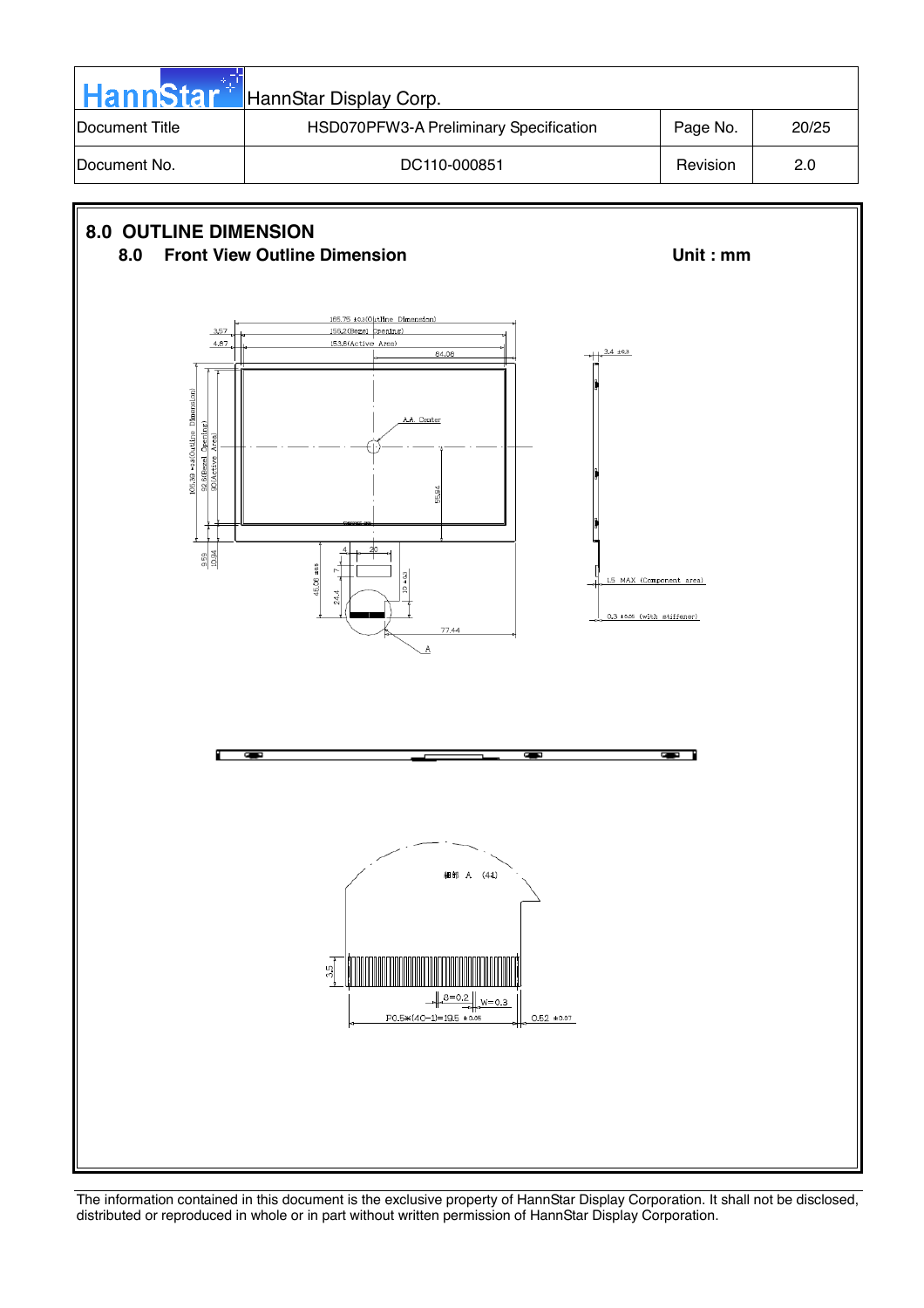## 8.0 OUTLINE DIMENSION

### 8.0 Front View Outline Dimension

Unit : mm

165.75 ±0.3(Outline Dimension)

156.2(Bezel Opening)

153.6(Active Area)

3.57

4.87

84.08

3.4 ±0.3

A.A. Center

106.39 ±0.3(Outline Dimension)

92.6(Bezel Opening)

90(Active Area)

55.84

9.59

10.34

4

20

7

45.06 ±0.5

24.4

10 ±0.3

77.44

A

1.5 MAX (Component area)

0.3 ±0.05 (with stiffener)

細部 A (4:1)

3.5

S=0.2

W=0.3

P0.5\*(40-1)=19.5 ±0.05

0.52 ±0.07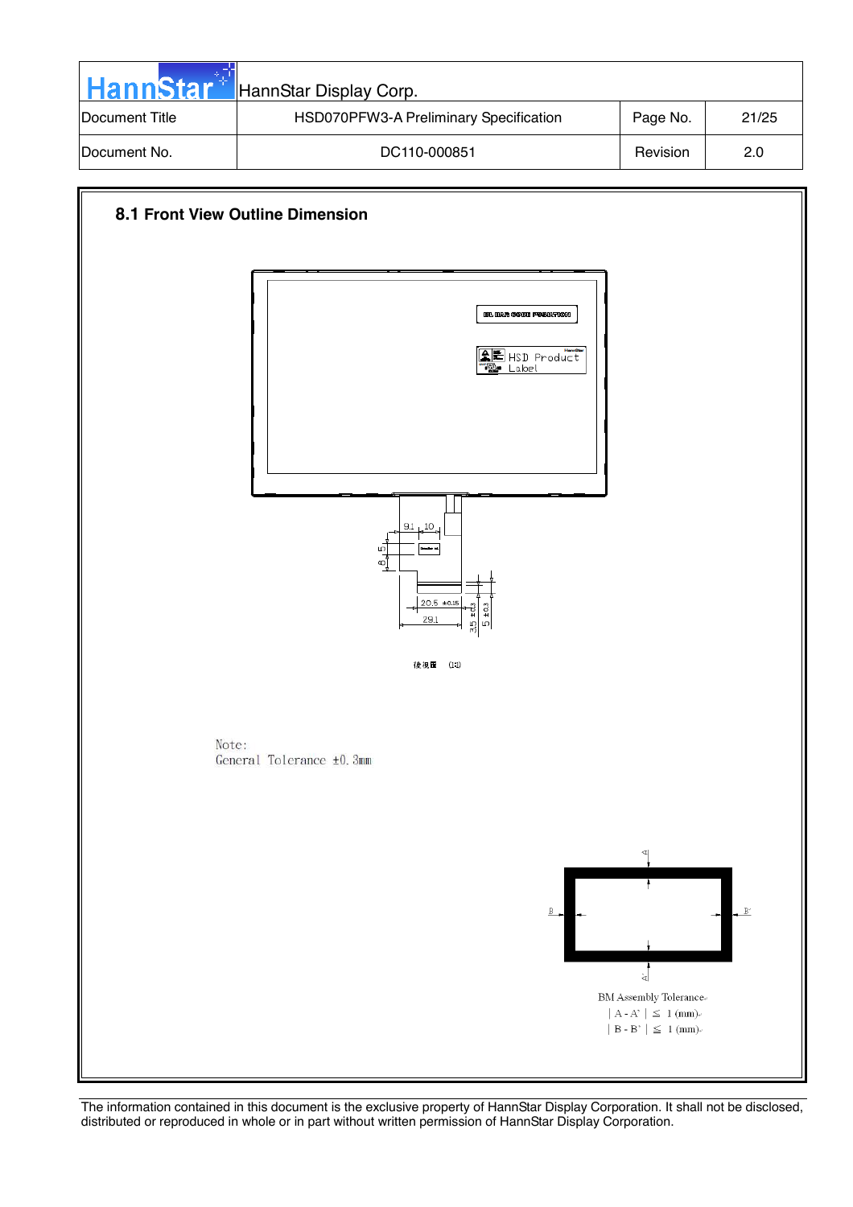## 8.1 Front View Outline Dimension

BL BAR CODE POSITION

HSD Product Label

9.1 10

8.5

20.5 ±0.15

29.1

3.5 ±0.3

5 ±0.3

後視圖 (1:1)

Note:
General Tolerance ±0.3mm

A

B B'

A'

BM Assembly Tolerance

| A - A' | ≦ 1 (mm)

| B - B' | ≦ 1 (mm)

The information contained in this document is the exclusive property of HannStar Display Corporation. It shall not be disclosed, distributed or reproduced in whole or in part without written permission of HannStar Display Corporation.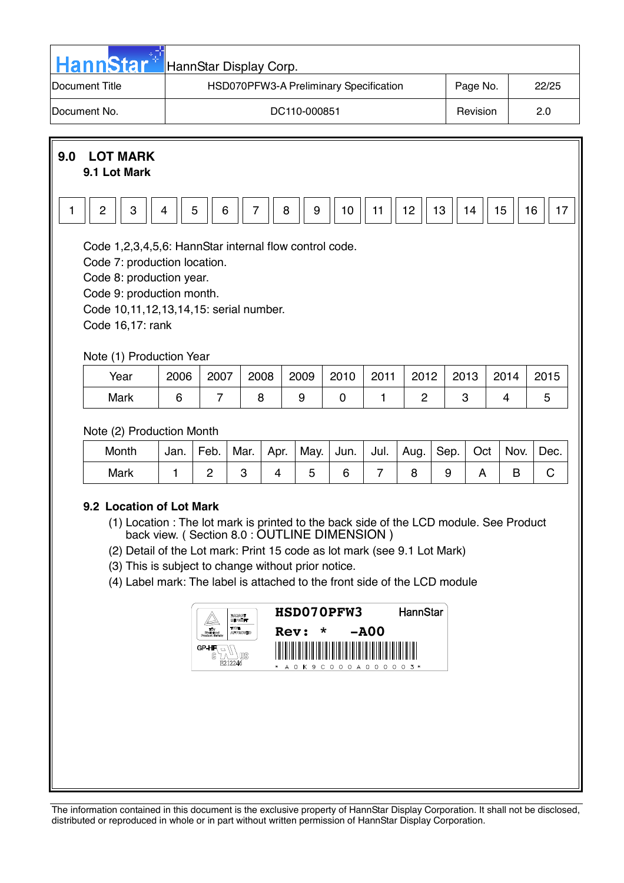# 9.0 LOT MARK

## 9.1 Lot Mark

| 1 | 2 | 3 | 4 | 5 | 6 | 7 | 8 | 9 | 10 | 11 | 12 | 13 | 14 | 15 | 16 | 17 |
|---|---|---|---|---|---|---|---|---|---|---|---|---|---|---|---|---|

Code 1,2,3,4,5,6: HannStar internal flow control code.
Code 7: production location.
Code 8: production year.
Code 9: production month.
Code 10,11,12,13,14,15: serial number.
Code 16,17: rank

Note (1) Production Year

| Year | 2006 | 2007 | 2008 | 2009 | 2010 | 2011 | 2012 | 2013 | 2014 | 2015 |
|---|---|---|---|---|---|---|---|---|---|---|
| Mark | 6 | 7 | 8 | 9 | 0 | 1 | 2 | 3 | 4 | 5 |

Note (2) Production Month

| Month | Jan. | Feb. | Mar. | Apr. | May. | Jun. | Jul. | Aug. | Sep. | Oct | Nov. | Dec. |
|---|---|---|---|---|---|---|---|---|---|---|---|---|
| Mark | 1 | 2 | 3 | 4 | 5 | 6 | 7 | 8 | 9 | A | B | C |

## 9.2 Location of Lot Mark

(1) Location : The lot mark is printed to the back side of the LCD module. See Product back view. ( Section 8.0 : OUTLINE DIMENSION )
(2) Detail of the Lot mark: Print 15 code as lot mark (see 9.1 Lot Mark)
(3) This is subject to change without prior notice.
(4) Label mark: The label is attached to the front side of the LCD module

**HSD070PFW3** HannStar
**Rev: * -A00**
\* A 0 K 9 C 0 0 0 A 0 0 0 0 0 3 \*
GP-HF E212246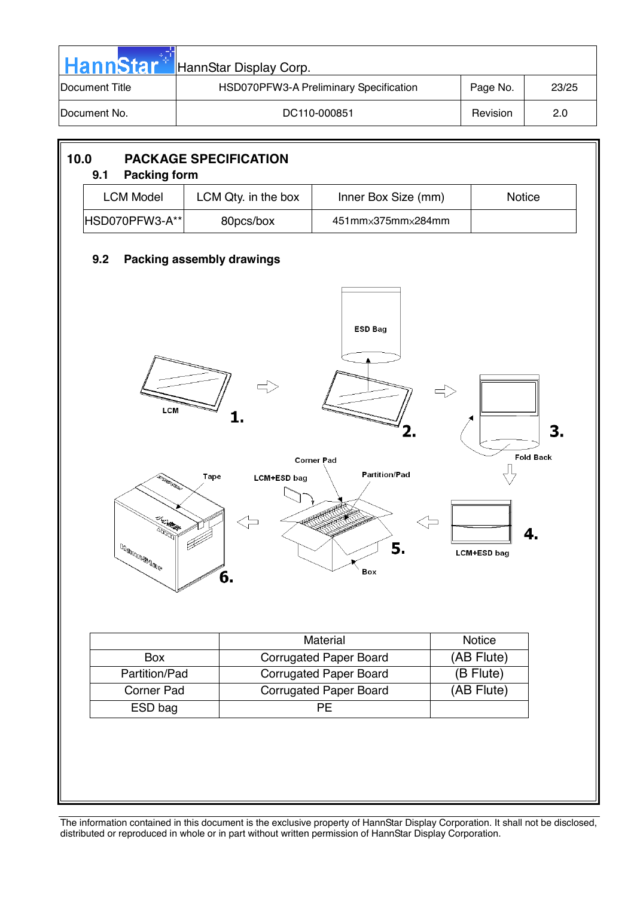## 10.0 PACKAGE SPECIFICATION

### 9.1 Packing form

| LCM Model | LCM Qty. in the box | Inner Box Size (mm) | Notice |
|---|---|---|---|
| HSD070PFW3-A** | 80pcs/box | 451mm×375mm×284mm | |

### 9.2 Packing assembly drawings

| | Material | Notice |
|---|---|---|
| Box | Corrugated Paper Board | (AB Flute) |
| Partition/Pad | Corrugated Paper Board | (B Flute) |
| Corner Pad | Corrugated Paper Board | (AB Flute) |
| ESD bag | PE | |

The information contained in this document is the exclusive property of HannStar Display Corporation. It shall not be disclosed, distributed or reproduced in whole or in part without written permission of HannStar Display Corporation.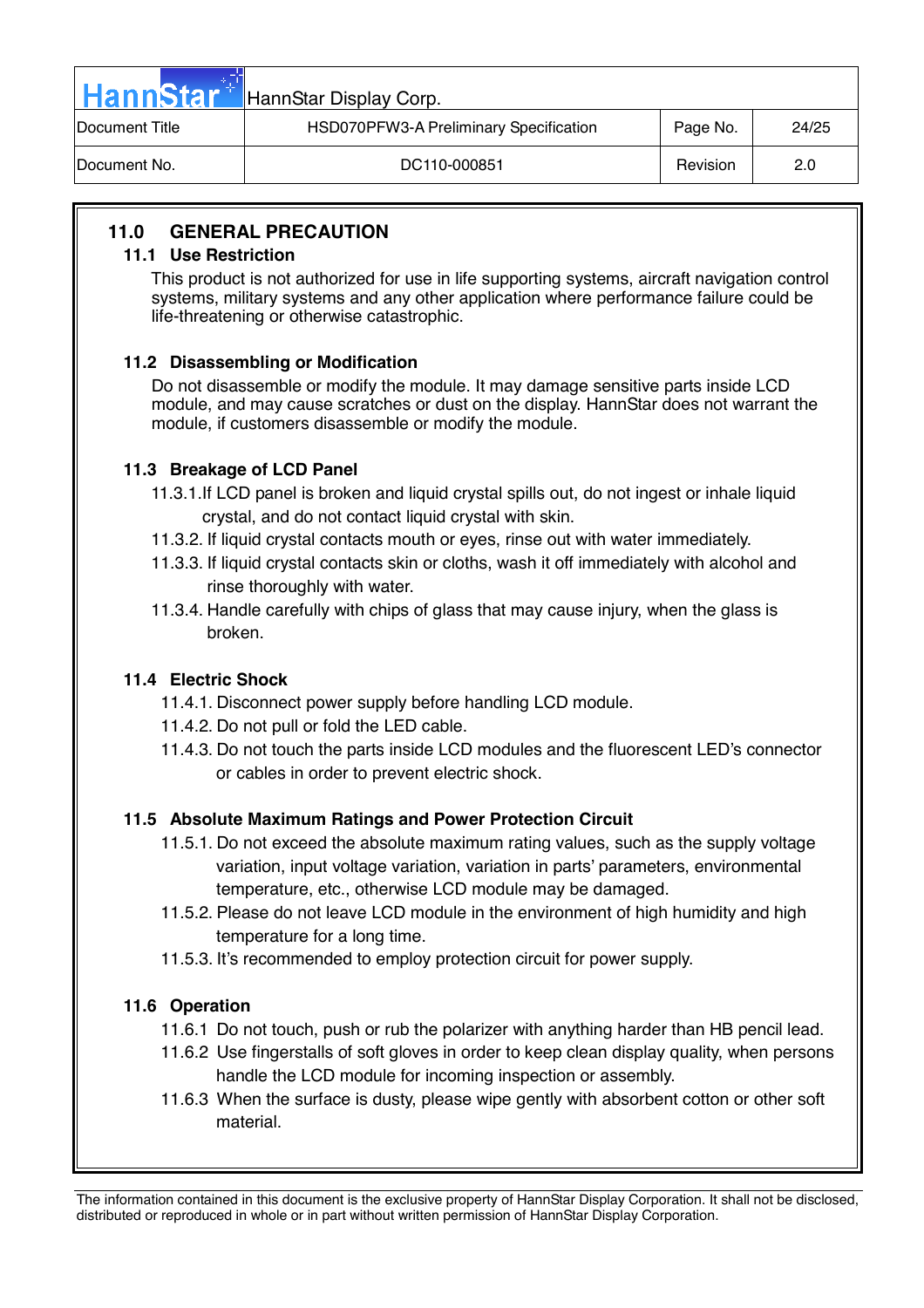## 11.0 GENERAL PRECAUTION

### 11.1 Use Restriction

This product is not authorized for use in life supporting systems, aircraft navigation control systems, military systems and any other application where performance failure could be life-threatening or otherwise catastrophic.

### 11.2 Disassembling or Modification

Do not disassemble or modify the module. It may damage sensitive parts inside LCD module, and may cause scratches or dust on the display. HannStar does not warrant the module, if customers disassemble or modify the module.

### 11.3 Breakage of LCD Panel

11.3.1.If LCD panel is broken and liquid crystal spills out, do not ingest or inhale liquid crystal, and do not contact liquid crystal with skin.

11.3.2. If liquid crystal contacts mouth or eyes, rinse out with water immediately.

11.3.3. If liquid crystal contacts skin or cloths, wash it off immediately with alcohol and rinse thoroughly with water.

11.3.4. Handle carefully with chips of glass that may cause injury, when the glass is broken.

### 11.4 Electric Shock

11.4.1. Disconnect power supply before handling LCD module.

11.4.2. Do not pull or fold the LED cable.

11.4.3. Do not touch the parts inside LCD modules and the fluorescent LED's connector or cables in order to prevent electric shock.

### 11.5 Absolute Maximum Ratings and Power Protection Circuit

11.5.1. Do not exceed the absolute maximum rating values, such as the supply voltage variation, input voltage variation, variation in parts' parameters, environmental temperature, etc., otherwise LCD module may be damaged.

11.5.2. Please do not leave LCD module in the environment of high humidity and high temperature for a long time.

11.5.3. It's recommended to employ protection circuit for power supply.

### 11.6 Operation

11.6.1 Do not touch, push or rub the polarizer with anything harder than HB pencil lead.

11.6.2 Use fingerstalls of soft gloves in order to keep clean display quality, when persons handle the LCD module for incoming inspection or assembly.

11.6.3 When the surface is dusty, please wipe gently with absorbent cotton or other soft material.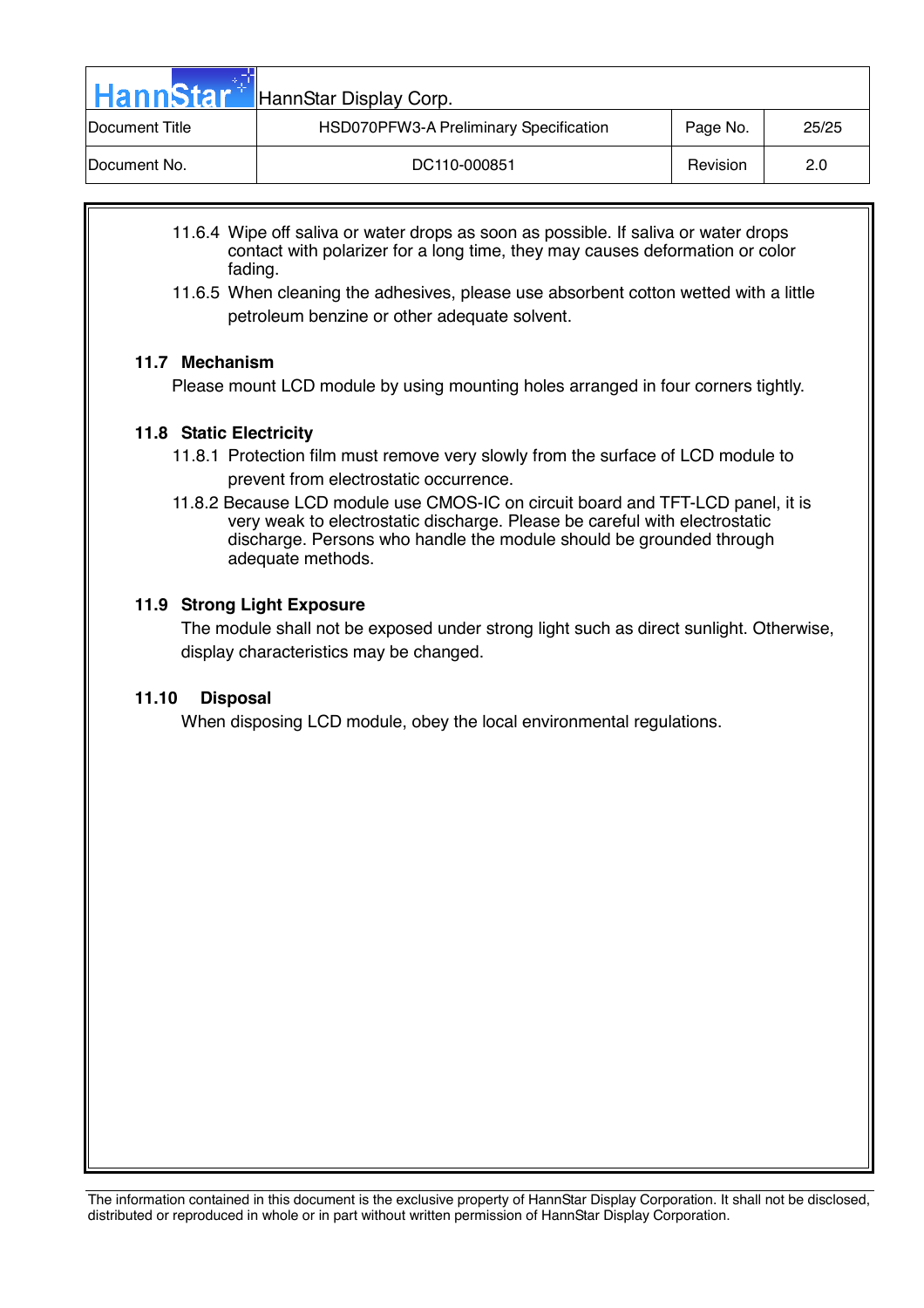11.6.4 Wipe off saliva or water drops as soon as possible. If saliva or water drops contact with polarizer for a long time, they may causes deformation or color fading.

11.6.5 When cleaning the adhesives, please use absorbent cotton wetted with a little petroleum benzine or other adequate solvent.

### 11.7 Mechanism

Please mount LCD module by using mounting holes arranged in four corners tightly.

### 11.8 Static Electricity

11.8.1 Protection film must remove very slowly from the surface of LCD module to prevent from electrostatic occurrence.

11.8.2 Because LCD module use CMOS-IC on circuit board and TFT-LCD panel, it is very weak to electrostatic discharge. Please be careful with electrostatic discharge. Persons who handle the module should be grounded through adequate methods.

### 11.9 Strong Light Exposure

The module shall not be exposed under strong light such as direct sunlight. Otherwise, display characteristics may be changed.

### 11.10 Disposal

When disposing LCD module, obey the local environmental regulations.